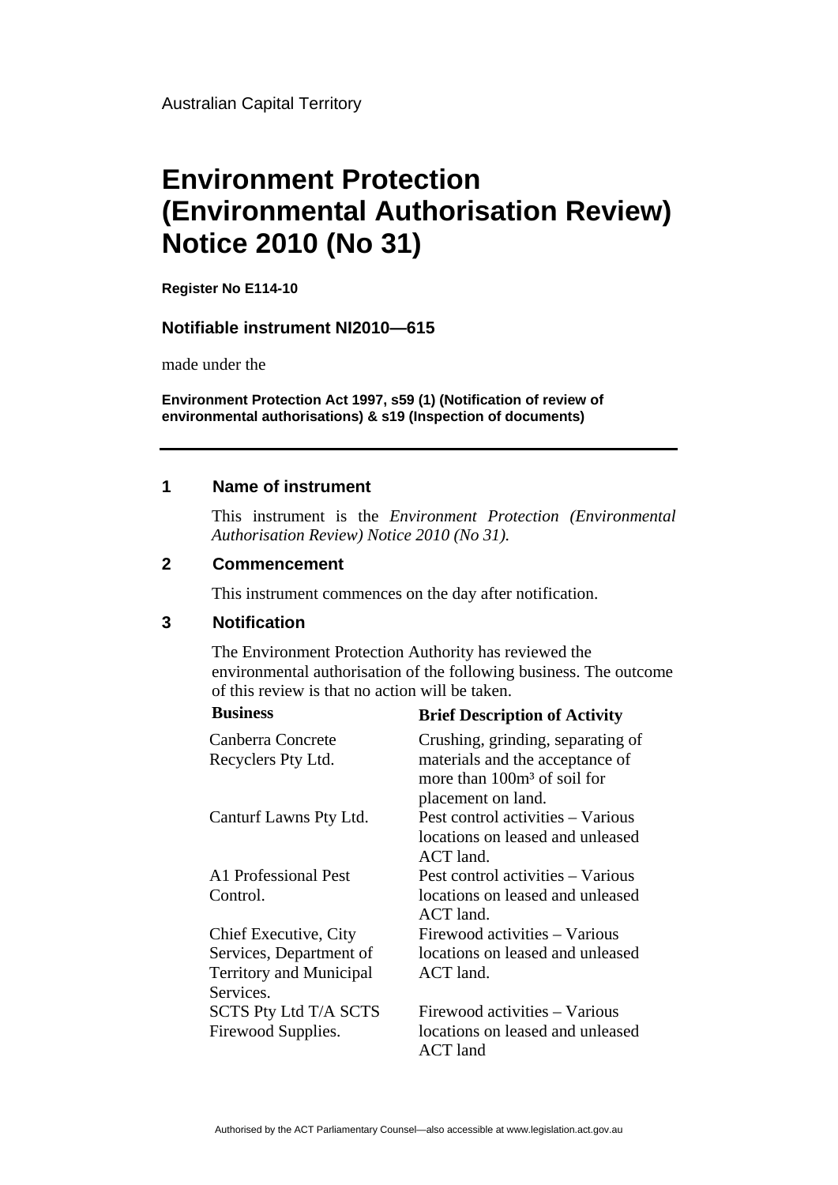Australian Capital Territory

# Environment Protection (Environmental Authorisation Review) Notice 2010 (No 31)

**Register No E114-10**

**Notifiable instrument NI2010—615**

made under the

**Environment Protection Act 1997, s59 (1) (Notification of review of environmental authorisations) & s19 (Inspection of documents)**

---

## 1 Name of instrument

This instrument is the *Environment Protection (Environmental Authorisation Review) Notice 2010 (No 31).*

## 2 Commencement

This instrument commences on the day after notification.

## 3 Notification

The Environment Protection Authority has reviewed the environmental authorisation of the following business. The outcome of this review is that no action will be taken.

| Business | Brief Description of Activity |
|---|---|
| Canberra Concrete Recyclers Pty Ltd. | Crushing, grinding, separating of materials and the acceptance of more than 100m³ of soil for placement on land. |
| Canturf Lawns Pty Ltd. | Pest control activities – Various locations on leased and unleased ACT land. |
| A1 Professional Pest Control. | Pest control activities – Various locations on leased and unleased ACT land. |
| Chief Executive, City Services, Department of Territory and Municipal Services. | Firewood activities – Various locations on leased and unleased ACT land. |
| SCTS Pty Ltd T/A SCTS Firewood Supplies. | Firewood activities – Various locations on leased and unleased ACT land |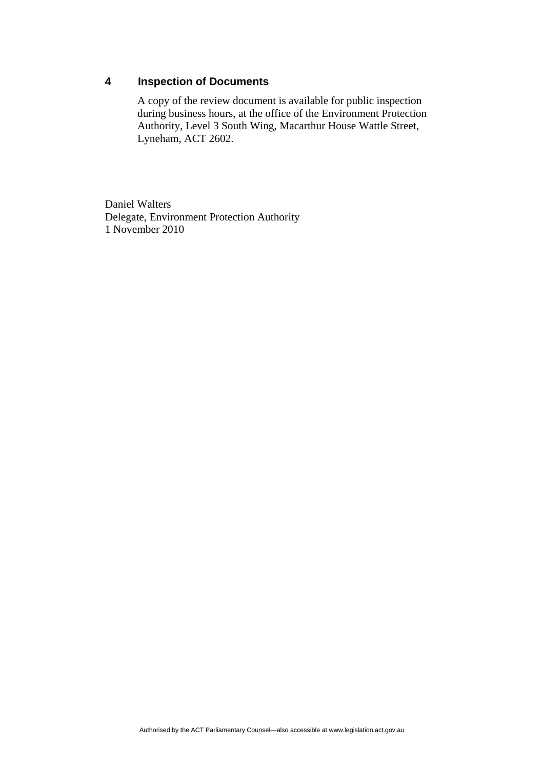## 4 Inspection of Documents

A copy of the review document is available for public inspection during business hours, at the office of the Environment Protection Authority, Level 3 South Wing, Macarthur House Wattle Street, Lyneham, ACT 2602.

Daniel Walters
Delegate, Environment Protection Authority
1 November 2010